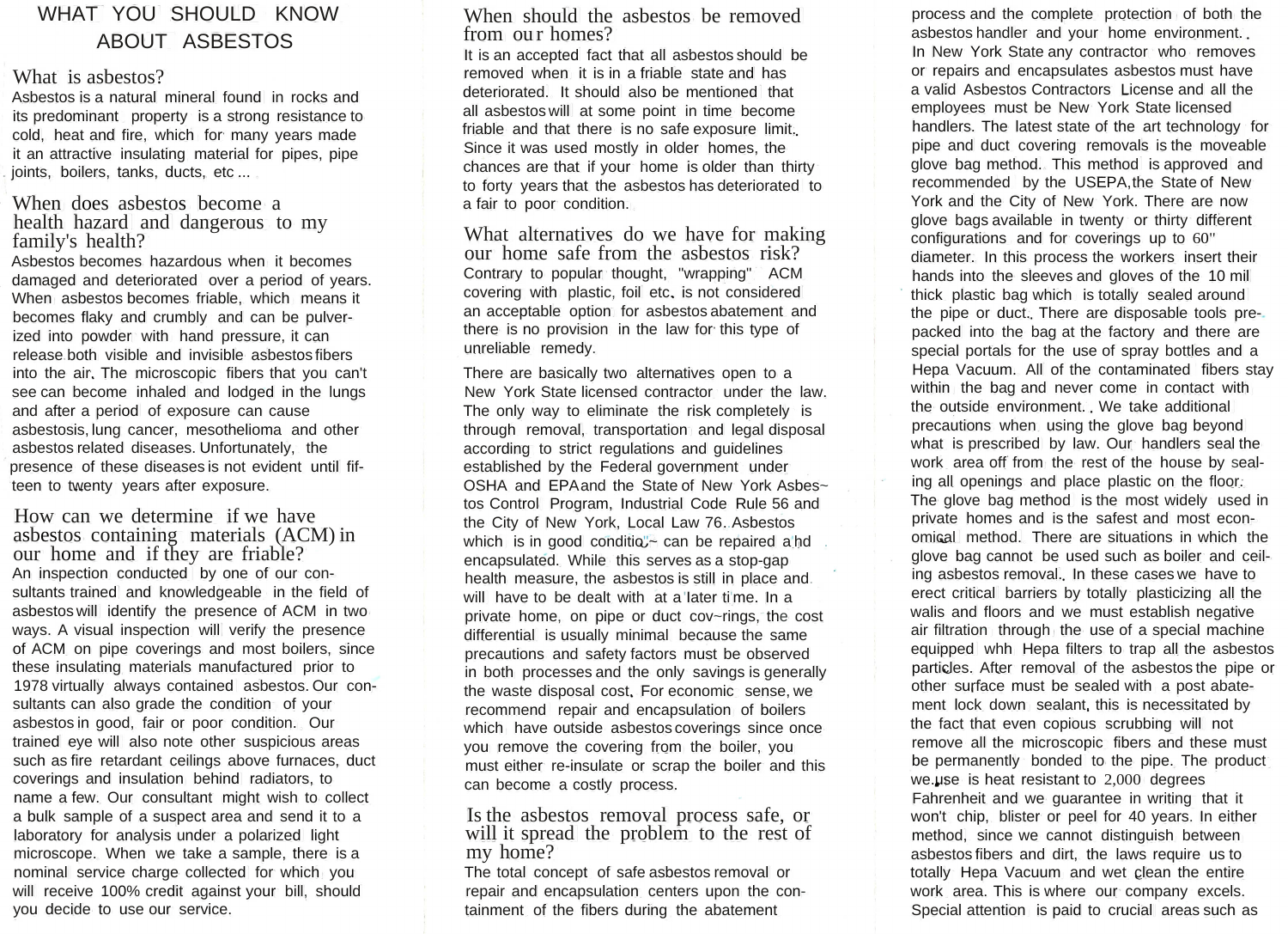# WHAT YOU SHOULD KNOW ABOUT ASBESTOS

## What is asbestos?

Asbestos is a natural mineral found in rocks and its predominant property is a strong resistance to cold, heat and fire, which for many years made it an attractive insulating material for pipes, pipe joints, boilers, tanks, ducts, etc ...

## When does asbestos become a health hazard and dangerous to my family's health?

Asbestos becomes hazardous when it becomes damaged and deteriorated over a period of years. When asbestos becomes friable, which means it becomes flaky and crumbly and can be pulverized into powder with hand pressure, it can release both visible and invisible asbestos fibers into the air. The microscopic fibers that you can't see can become inhaled and lodged in the lungs and after a period of exposure can cause asbestosis, lung cancer, mesothelioma and other asbestos related diseases. Unfortunately, the presence of these diseases is not evident until fifteen to twenty years after exposure.

## How can we determine if we have asbestos containing materials (ACM) in our home and if they are friable?

An inspection conducted by one of our consultants trained and knowledgeable in the field of asbestos will identify the presence of ACM in two ways. A visual inspection will verify the presence of ACM on pipe coverings and most boilers, since these insulating materials manufactured prior to 1978 virtually always contained asbestos. Our consultants can also grade the condition of your asbestos in good, fair or poor condition. Our trained eye will also note other suspicious areas such as fire retardant ceilings above furnaces, duct coverings and insulation behind radiators, to name a few. Our consultant might wish to collect a bulk sample of a suspect area and send it to a laboratory for analysis under a polarized light microscope. When we take a sample, there is a nominal service charge collected for which you will receive 100% credit against your bill, should you decide to use our service.

## When should the asbestos be removed from our homes?

It is an accepted fact that all asbestos should be removed when it is in a friable state and has deteriorated. It should also be mentioned that all asbestos will at some point in time become friable and that there is no safe exposure limit. Since it was used mostly in older homes, the chances are that if your home is older than thirty to forty years that the asbestos has deteriorated to a fair to poor condition.

## What alternatives do we have for making our home safe from the asbestos risk?

Contrary to popular thought, "wrapping" ACM covering with plastic, foil etc. is not considered an acceptable option for asbestos abatement and there is no provision in the law for this type of unreliable remedy.

There are basically two alternatives open to a New York State licensed contractor under the law. The only way to eliminate the risk completely is through removal, transportation and legal disposal according to strict regulations and guidelines established by the Federal government under OSHA and EPA and the State of New York Asbestos Control Program, Industrial Code Rule 56 and the City of New York, Local Law 76. Asbestos which is in good condition can be repaired and encapsulated. While this serves as a stop-gap health measure, the asbestos is still in place and will have to be dealt with at a later time. In a private home, on pipe or duct coverings, the cost differential is usually minimal because the same precautions and safety factors must be observed in both processes and the only savings is generally the waste disposal cost. For economic sense, we recommend repair and encapsulation of boilers which have outside asbestos coverings since once you remove the covering from the boiler, you must either re-insulate or scrap the boiler and this can become a costly process.

## Is the asbestos removal process safe, or will it spread the problem to the rest of my home?

The total concept of safe asbestos removal or repair and encapsulation centers upon the containment of the fibers during the abatement process and the complete protection of both the asbestos handler and your home environment.

In New York State any contractor who removes or repairs and encapsulates asbestos must have a valid Asbestos Contractors License and all the employees must be New York State licensed handlers. The latest state of the art technology for pipe and duct covering removals is the moveable glove bag method. This method is approved and recommended by the USEPA, the State of New York and the City of New York. There are now glove bags available in twenty or thirty different configurations and for coverings up to 60" diameter. In this process the workers insert their hands into the sleeves and gloves of the 10 mil thick plastic bag which is totally sealed around the pipe or duct. There are disposable tools prepacked into the bag at the factory and there are special portals for the use of spray bottles and a Hepa Vacuum. All of the contaminated fibers stay within the bag and never come in contact with the outside environment. We take additional precautions when using the glove bag beyond what is prescribed by law. Our handlers seal the work area off from the rest of the house by sealing all openings and place plastic on the floor. The glove bag method is the most widely used in private homes and is the safest and most economical method. There are situations in which the glove bag cannot be used such as boiler and ceiling asbestos removal. In these cases we have to erect critical barriers by totally plasticizing all the walls and floors and we must establish negative air filtration through the use of a special machine equipped with Hepa filters to trap all the asbestos particles. After removal of the asbestos the pipe or other surface must be sealed with a post abatement lock down sealant. This is necessitated by the fact that even copious scrubbing will not remove all the microscopic fibers and these must be permanently bonded to the pipe. The product we use is heat resistant to 2,000 degrees Fahrenheit and we guarantee in writing that it won't chip, blister or peel for 40 years. In either method, since we cannot distinguish between asbestos fibers and dirt, the laws require us to totally Hepa Vacuum and wet clean the entire work area. This is where our company excels. Special attention is paid to crucial areas such as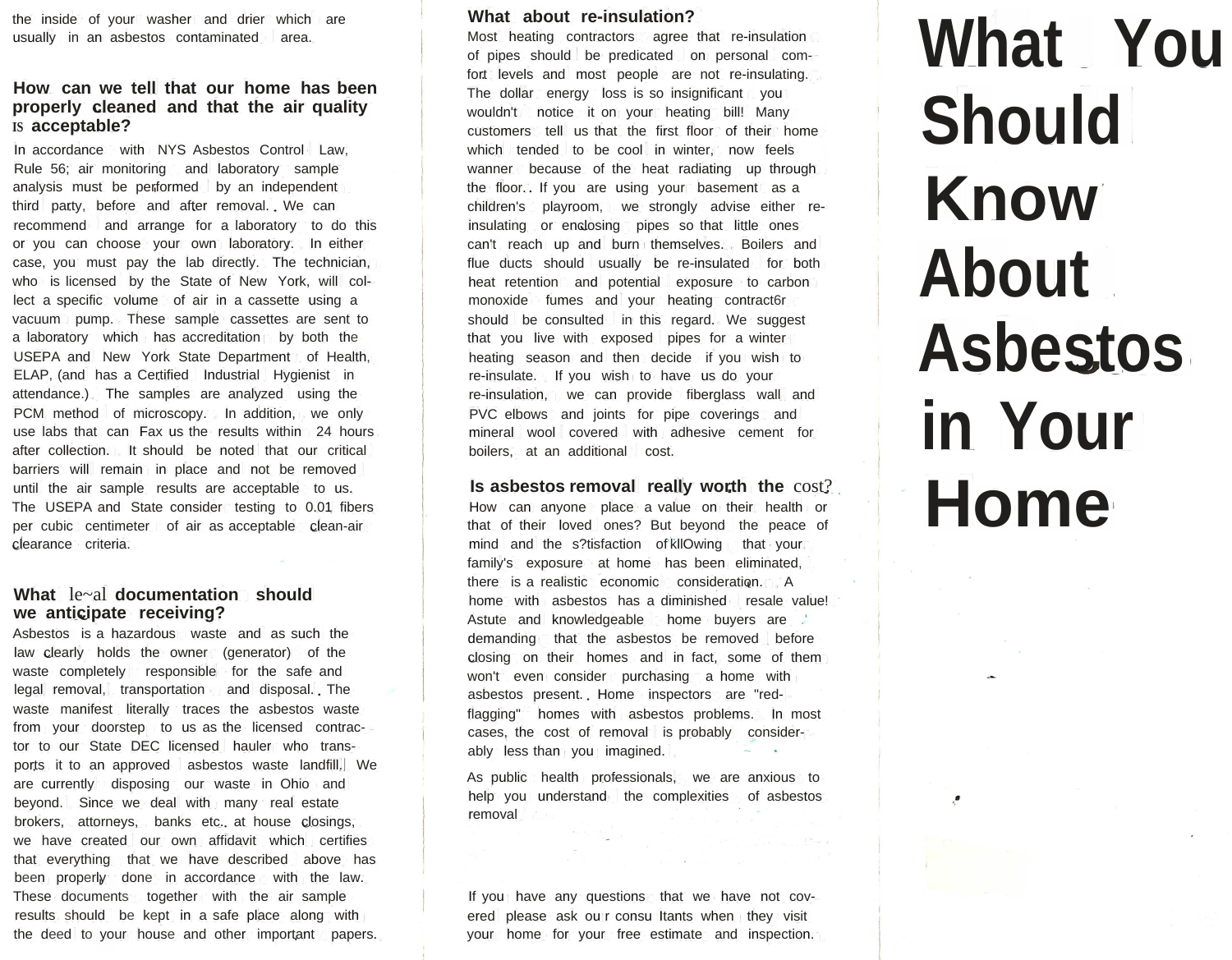the inside of your washer and drier which are usually in an asbestos contaminated area.

## How can we tell that our home has been properly cleaned and that the air quality is acceptable?

In accordance with NYS Asbestos Control Law, Rule 56; air monitoring and laboratory sample analysis must be performed by an independent third party, before and after removal. We can recommend and arrange for a laboratory to do this or you can choose your own laboratory. In either case, you must pay the lab directly. The technician, who is licensed by the State of New York, will collect a specific volume of air in a cassette using a vacuum pump. These sample cassettes are sent to a laboratory which has accreditation by both the USEPA and New York State Department of Health, ELAP, (and has a Certified Industrial Hygienist in attendance.) The samples are analyzed using the PCM method of microscopy. In addition, we only use labs that can Fax us the results within 24 hours after collection. It should be noted that our critical barriers will remain in place and not be removed until the air sample results are acceptable to us. The USEPA and State consider testing to 0.01 fibers per cubic centimeter of air as acceptable clean-air clearance criteria.

## What le~al documentation should we anticipate receiving?

Asbestos is a hazardous waste and as such the law clearly holds the owner (generator) of the waste completely responsible for the safe and legal removal, transportation and disposal. The waste manifest literally traces the asbestos waste from your doorstep to us as the licensed contractor to our State DEC licensed hauler who transports it to an approved asbestos waste landfill. We are currently disposing our waste in Ohio and beyond. Since we deal with many real estate brokers, attorneys, banks etc. at house closings, we have created our own affidavit which certifies that everything that we have described above has been properly done in accordance with the law. These documents together with the air sample results should be kept in a safe place along with the deed to your house and other important papers.

## What about re-insulation?

Most heating contractors agree that re-insulation of pipes should be predicated on personal comfort levels and most people are not re-insulating. The dollar energy loss is so insignificant you wouldn't notice it on your heating bill! Many customers tell us that the first floor of their home which tended to be cool in winter, now feels wanner because of the heat radiating up through the floor. If you are using your basement as a children's playroom, we strongly advise either re-insulating or enclosing pipes so that little ones can't reach up and burn themselves. Boilers and flue ducts should usually be re-insulated for both heat retention and potential exposure to carbon monoxide fumes and your heating contract6r should be consulted in this regard. We suggest that you live with exposed pipes for a winter heating season and then decide if you wish to re-insulate. If you wish to have us do your re-insulation, we can provide fiberglass wall and PVC elbows and joints for pipe coverings and mineral wool covered with adhesive cement for boilers, at an additional cost.

## Is asbestos removal really worth the cost?

How can anyone place a value on their health or that of their loved ones? But beyond the peace of mind and the s?tisfaction of kllOwing that your family's exposure at home has been eliminated, there is a realistic economic consideration. A home with asbestos has a diminished resale value! Astute and knowledgeable home buyers are demanding that the asbestos be removed before closing on their homes and in fact, some of them won't even consider purchasing a home with asbestos present. Home inspectors are "red-flagging" homes with asbestos problems. In most cases, the cost of removal is probably considerably less than you imagined.

As public health professionals, we are anxious to help you understand the complexities of asbestos removal

If you have any questions that we have not covered please ask our consultants when they visit your home for your free estimate and inspection.

# What You Should Know About Asbestos in Your Home